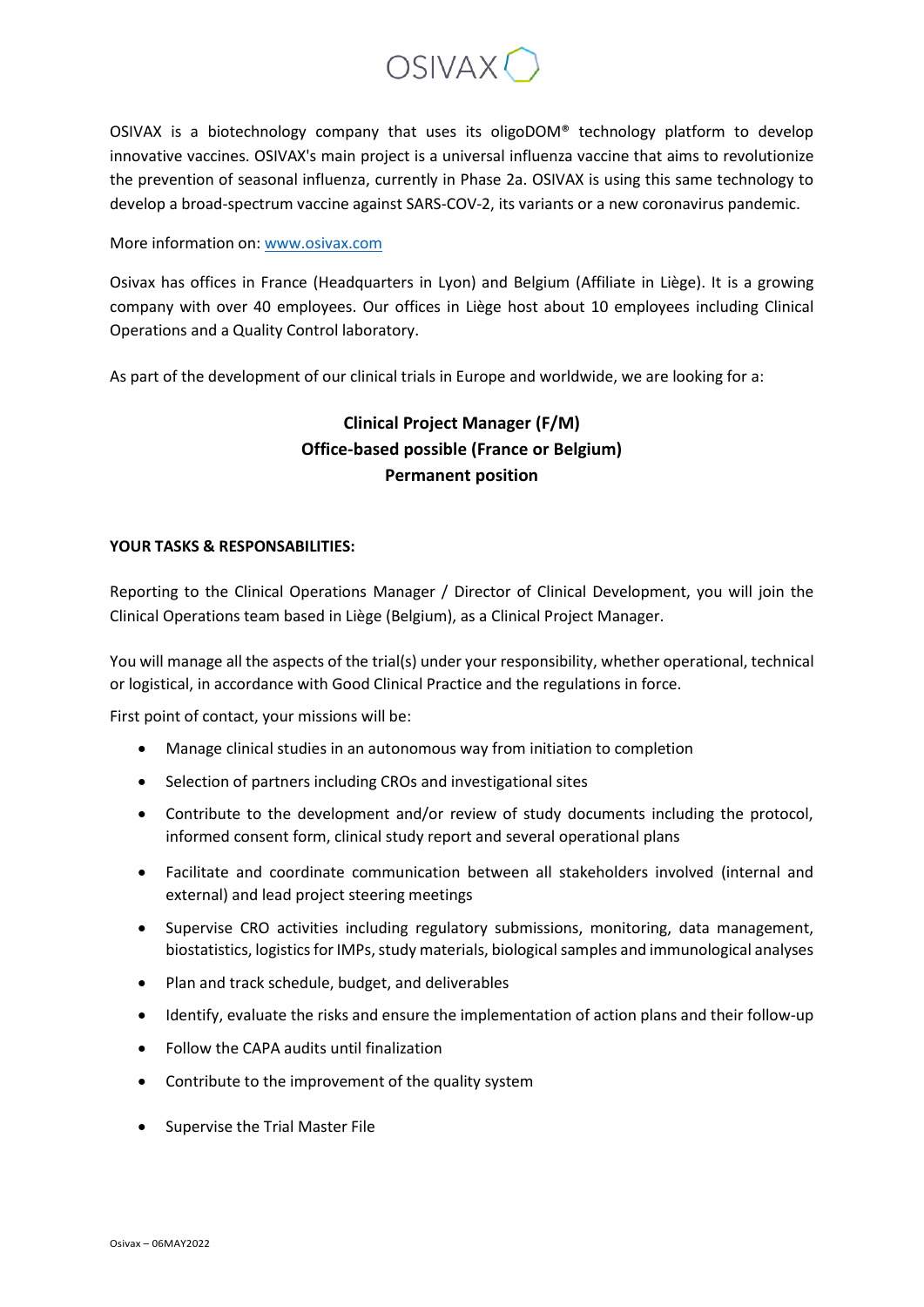OSIVAX

OSIVAX is a biotechnology company that uses its oligoDOM® technology platform to develop innovative vaccines. OSIVAX's main project is a universal influenza vaccine that aims to revolutionize the prevention of seasonal influenza, currently in Phase 2a. OSIVAX is using this same technology to develop a broad-spectrum vaccine against SARS-COV-2, its variants or a new coronavirus pandemic.

More information on: www.osivax.com

Osivax has offices in France (Headquarters in Lyon) and Belgium (Affiliate in Liège). It is a growing company with over 40 employees. Our offices in Liège host about 10 employees including Clinical Operations and a Quality Control laboratory.

As part of the development of our clinical trials in Europe and worldwide, we are looking for a:

**Clinical Project Manager (F/M)**
**Office-based possible (France or Belgium)**
**Permanent position**

**YOUR TASKS & RESPONSABILITIES:**

Reporting to the Clinical Operations Manager / Director of Clinical Development, you will join the Clinical Operations team based in Liège (Belgium), as a Clinical Project Manager.

You will manage all the aspects of the trial(s) under your responsibility, whether operational, technical or logistical, in accordance with Good Clinical Practice and the regulations in force.

First point of contact, your missions will be:

- Manage clinical studies in an autonomous way from initiation to completion
- Selection of partners including CROs and investigational sites
- Contribute to the development and/or review of study documents including the protocol, informed consent form, clinical study report and several operational plans
- Facilitate and coordinate communication between all stakeholders involved (internal and external) and lead project steering meetings
- Supervise CRO activities including regulatory submissions, monitoring, data management, biostatistics, logistics for IMPs, study materials, biological samples and immunological analyses
- Plan and track schedule, budget, and deliverables
- Identify, evaluate the risks and ensure the implementation of action plans and their follow-up
- Follow the CAPA audits until finalization
- Contribute to the improvement of the quality system
- Supervise the Trial Master File

Osivax – 06MAY2022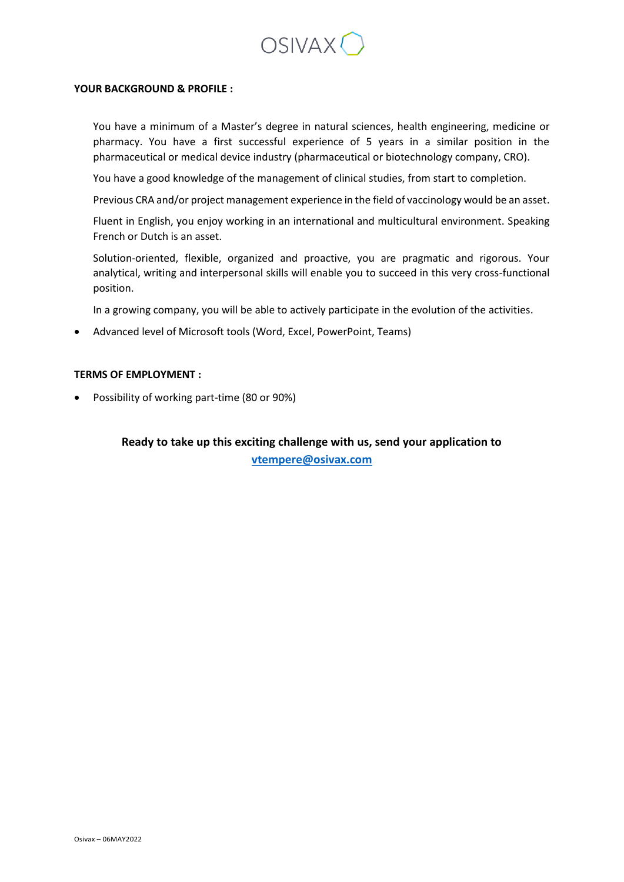**YOUR BACKGROUND & PROFILE :**

You have a minimum of a Master's degree in natural sciences, health engineering, medicine or pharmacy. You have a first successful experience of 5 years in a similar position in the pharmaceutical or medical device industry (pharmaceutical or biotechnology company, CRO).

You have a good knowledge of the management of clinical studies, from start to completion.

Previous CRA and/or project management experience in the field of vaccinology would be an asset.

Fluent in English, you enjoy working in an international and multicultural environment. Speaking French or Dutch is an asset.

Solution-oriented, flexible, organized and proactive, you are pragmatic and rigorous. Your analytical, writing and interpersonal skills will enable you to succeed in this very cross-functional position.

In a growing company, you will be able to actively participate in the evolution of the activities.

- Advanced level of Microsoft tools (Word, Excel, PowerPoint, Teams)

**TERMS OF EMPLOYMENT :**

- Possibility of working part-time (80 or 90%)

**Ready to take up this exciting challenge with us, send your application to [vtempere@osivax.com](mailto:vtempere@osivax.com)**